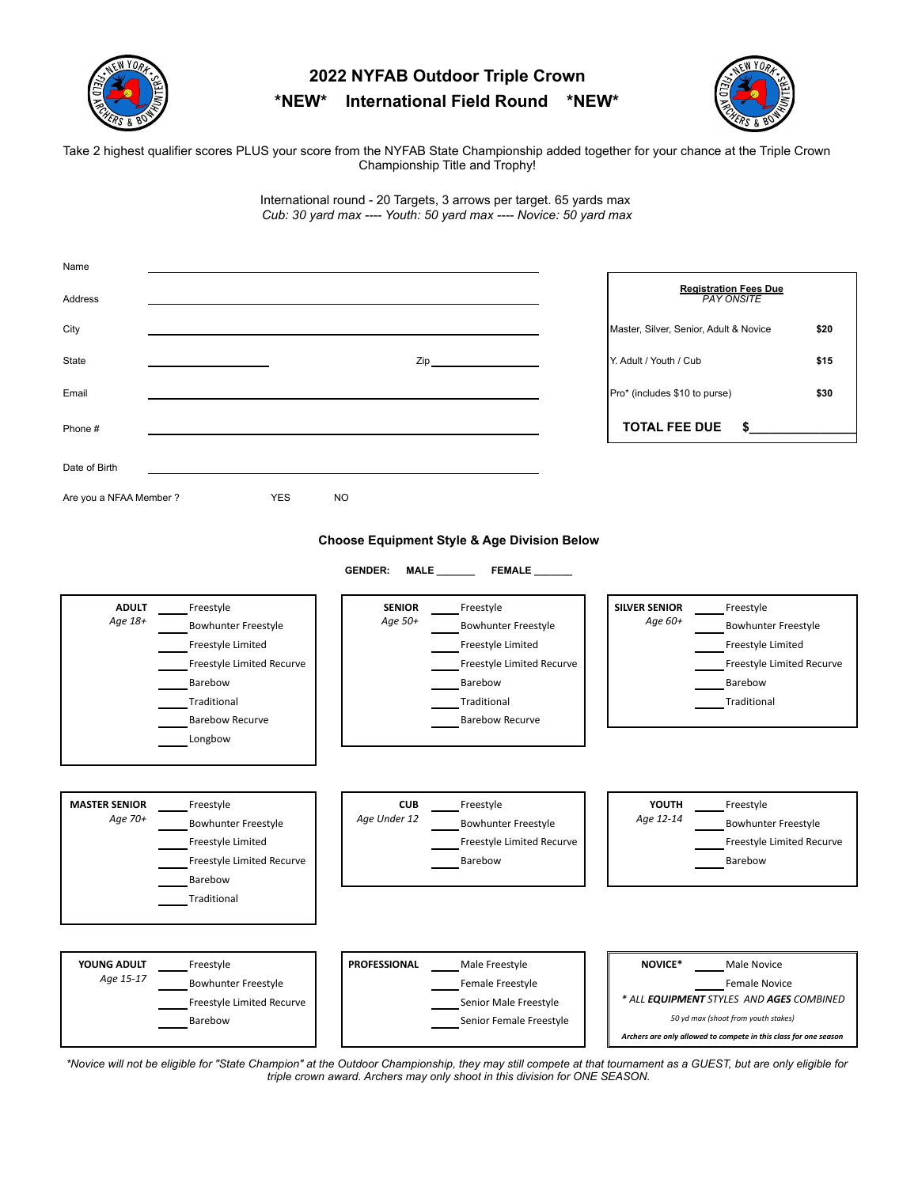# 2022 NYFAB Outdoor Triple Crown

## *NEW* International Field Round *NEW*

Take 2 highest qualifier scores PLUS your score from the NYFAB State Championship added together for your chance at the Triple Crown Championship Title and Trophy!

International round - 20 Targets, 3 arrows per target. 65 yards max
*Cub: 30 yard max ---- Youth: 50 yard max ---- Novice: 50 yard max*

Name ______________________________

Address ______________________________

City ______________________________

State ______________ Zip ______________

Email ______________________________

Phone # ______________________________

Date of Birth ______________________________

Are you a NFAA Member ? YES NO

| **Registration Fees Due** *PAY ONSITE* | |
|---|---|
| Master, Silver, Senior, Adult & Novice | **$20** |
| Y. Adult / Youth / Cub | **$15** |
| Pro* (includes $10 to purse) | **$30** |
| **TOTAL FEE DUE** | **$**______________ |

### Choose Equipment Style & Age Division Below

**GENDER: MALE ______ FEMALE ______**

**ADULT** *Age 18+*
- ____ Freestyle
- ____ Bowhunter Freestyle
- ____ Freestyle Limited
- ____ Freestyle Limited Recurve
- ____ Barebow
- ____ Traditional
- ____ Barebow Recurve
- ____ Longbow

**SENIOR** *Age 50+*
- ____ Freestyle
- ____ Bowhunter Freestyle
- ____ Freestyle Limited
- ____ Freestyle Limited Recurve
- ____ Barebow
- ____ Traditional
- ____ Barebow Recurve

**SILVER SENIOR** *Age 60+*
- ____ Freestyle
- ____ Bowhunter Freestyle
- ____ Freestyle Limited
- ____ Freestyle Limited Recurve
- ____ Barebow
- ____ Traditional

**MASTER SENIOR** *Age 70+*
- ____ Freestyle
- ____ Bowhunter Freestyle
- ____ Freestyle Limited
- ____ Freestyle Limited Recurve
- ____ Barebow
- ____ Traditional

**CUB** *Age Under 12*
- ____ Freestyle
- ____ Bowhunter Freestyle
- ____ Freestyle Limited Recurve
- ____ Barebow

**YOUTH** *Age 12-14*
- ____ Freestyle
- ____ Bowhunter Freestyle
- ____ Freestyle Limited Recurve
- ____ Barebow

**YOUNG ADULT** *Age 15-17*
- ____ Freestyle
- ____ Bowhunter Freestyle
- ____ Freestyle Limited Recurve
- ____ Barebow

**PROFESSIONAL**
- ____ Male Freestyle
- ____ Female Freestyle
- ____ Senior Male Freestyle
- ____ Senior Female Freestyle

**NOVICE***
- ____ Male Novice
- ____ Female Novice

*\* ALL **EQUIPMENT** STYLES AND **AGES** COMBINED*

*50 yd max (shoot from youth stakes)*

***Archers are only allowed to compete in this class for one season***

*\*Novice will not be eligible for "State Champion" at the Outdoor Championship, they may still compete at that tournament as a GUEST, but are only eligible for triple crown award. Archers may only shoot in this division for ONE SEASON.*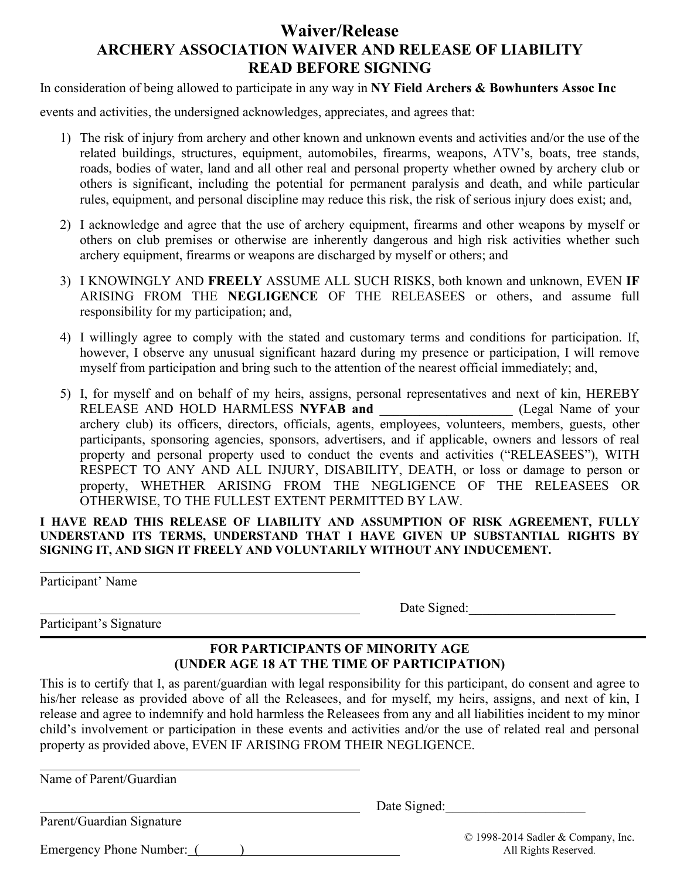# Waiver/Release

## ARCHERY ASSOCIATION WAIVER AND RELEASE OF LIABILITY
## READ BEFORE SIGNING

In consideration of being allowed to participate in any way in **NY Field Archers & Bowhunters Assoc Inc** events and activities, the undersigned acknowledges, appreciates, and agrees that:

1) The risk of injury from archery and other known and unknown events and activities and/or the use of the related buildings, structures, equipment, automobiles, firearms, weapons, ATV's, boats, tree stands, roads, bodies of water, land and all other real and personal property whether owned by archery club or others is significant, including the potential for permanent paralysis and death, and while particular rules, equipment, and personal discipline may reduce this risk, the risk of serious injury does exist; and,

2) I acknowledge and agree that the use of archery equipment, firearms and other weapons by myself or others on club premises or otherwise are inherently dangerous and high risk activities whether such archery equipment, firearms or weapons are discharged by myself or others; and

3) I KNOWINGLY AND **FREELY** ASSUME ALL SUCH RISKS, both known and unknown, EVEN **IF** ARISING FROM THE **NEGLIGENCE** OF THE RELEASEES or others, and assume full responsibility for my participation; and,

4) I willingly agree to comply with the stated and customary terms and conditions for participation. If, however, I observe any unusual significant hazard during my presence or participation, I will remove myself from participation and bring such to the attention of the nearest official immediately; and,

5) I, for myself and on behalf of my heirs, assigns, personal representatives and next of kin, HEREBY RELEASE AND HOLD HARMLESS **NYFAB and \_\_\_\_\_\_\_\_\_\_\_\_\_\_\_\_\_\_\_\_** (Legal Name of your archery club) its officers, directors, officials, agents, employees, volunteers, members, guests, other participants, sponsoring agencies, sponsors, advertisers, and if applicable, owners and lessors of real property and personal property used to conduct the events and activities ("RELEASEES"), WITH RESPECT TO ANY AND ALL INJURY, DISABILITY, DEATH, or loss or damage to person or property, WHETHER ARISING FROM THE NEGLIGENCE OF THE RELEASEES OR OTHERWISE, TO THE FULLEST EXTENT PERMITTED BY LAW.

**I HAVE READ THIS RELEASE OF LIABILITY AND ASSUMPTION OF RISK AGREEMENT, FULLY UNDERSTAND ITS TERMS, UNDERSTAND THAT I HAVE GIVEN UP SUBSTANTIAL RIGHTS BY SIGNING IT, AND SIGN IT FREELY AND VOLUNTARILY WITHOUT ANY INDUCEMENT.**

\_\_\_\_\_\_\_\_\_\_\_\_\_\_\_\_\_\_\_\_\_\_\_\_\_\_\_\_\_\_\_\_\_\_\_\_\_\_\_\_\_\_\_\_\_\_
Participant' Name

\_\_\_\_\_\_\_\_\_\_\_\_\_\_\_\_\_\_\_\_\_\_\_\_\_\_\_\_\_\_\_\_\_\_\_\_\_\_\_\_\_\_\_\_\_\_ Date Signed:\_\_\_\_\_\_\_\_\_\_\_\_\_\_\_\_\_\_\_\_\_\_
Participant's Signature

---

### FOR PARTICIPANTS OF MINORITY AGE
### (UNDER AGE 18 AT THE TIME OF PARTICIPATION)

This is to certify that I, as parent/guardian with legal responsibility for this participant, do consent and agree to his/her release as provided above of all the Releasees, and for myself, my heirs, assigns, and next of kin, I release and agree to indemnify and hold harmless the Releasees from any and all liabilities incident to my minor child's involvement or participation in these events and activities and/or the use of related real and personal property as provided above, EVEN IF ARISING FROM THEIR NEGLIGENCE.

\_\_\_\_\_\_\_\_\_\_\_\_\_\_\_\_\_\_\_\_\_\_\_\_\_\_\_\_\_\_\_\_\_\_\_\_\_\_\_\_\_\_\_\_\_\_
Name of Parent/Guardian

\_\_\_\_\_\_\_\_\_\_\_\_\_\_\_\_\_\_\_\_\_\_\_\_\_\_\_\_\_\_\_\_\_\_\_\_\_\_\_\_\_\_\_\_\_\_ Date Signed:\_\_\_\_\_\_\_\_\_\_\_\_\_\_\_\_\_\_\_\_\_\_
Parent/Guardian Signature

Emergency Phone Number: (\_\_\_\_\_\_\_)\_\_\_\_\_\_\_\_\_\_\_\_\_\_\_\_\_\_\_\_\_\_\_\_

© 1998-2014 Sadler & Company, Inc.
All Rights Reserved.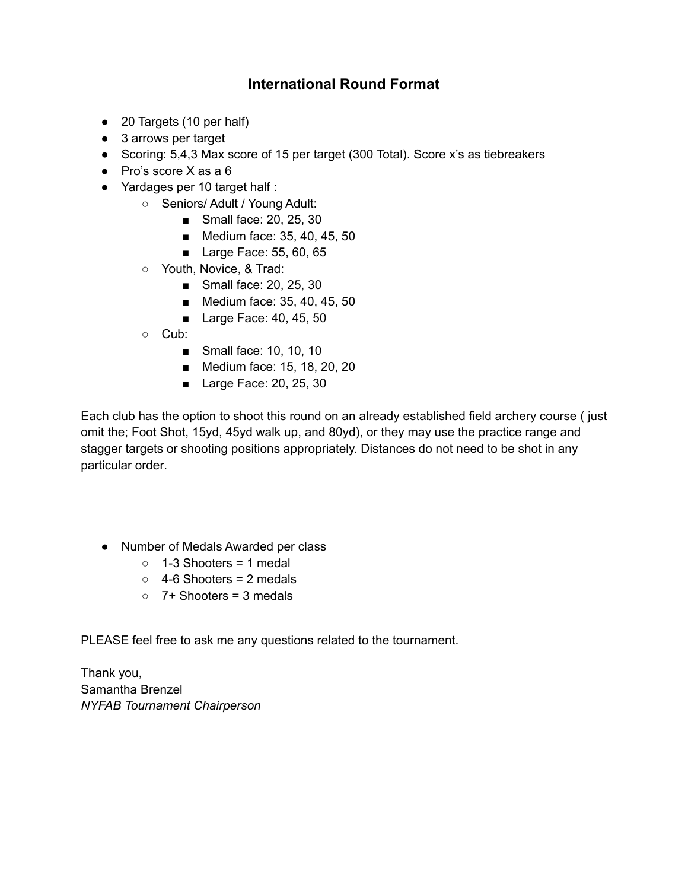# International Round Format

- 20 Targets (10 per half)
- 3 arrows per target
- Scoring: 5,4,3 Max score of 15 per target (300 Total). Score x's as tiebreakers
- Pro's score X as a 6
- Yardages per 10 target half :
  - Seniors/ Adult / Young Adult:
    - Small face: 20, 25, 30
    - Medium face: 35, 40, 45, 50
    - Large Face: 55, 60, 65
  - Youth, Novice, & Trad:
    - Small face: 20, 25, 30
    - Medium face: 35, 40, 45, 50
    - Large Face: 40, 45, 50
  - Cub:
    - Small face: 10, 10, 10
    - Medium face: 15, 18, 20, 20
    - Large Face: 20, 25, 30

Each club has the option to shoot this round on an already established field archery course ( just omit the; Foot Shot, 15yd, 45yd walk up, and 80yd), or they may use the practice range and stagger targets or shooting positions appropriately. Distances do not need to be shot in any particular order.

- Number of Medals Awarded per class
  - 1-3 Shooters = 1 medal
  - 4-6 Shooters = 2 medals
  - 7+ Shooters = 3 medals

PLEASE feel free to ask me any questions related to the tournament.

Thank you,  
Samantha Brenzel  
*NYFAB Tournament Chairperson*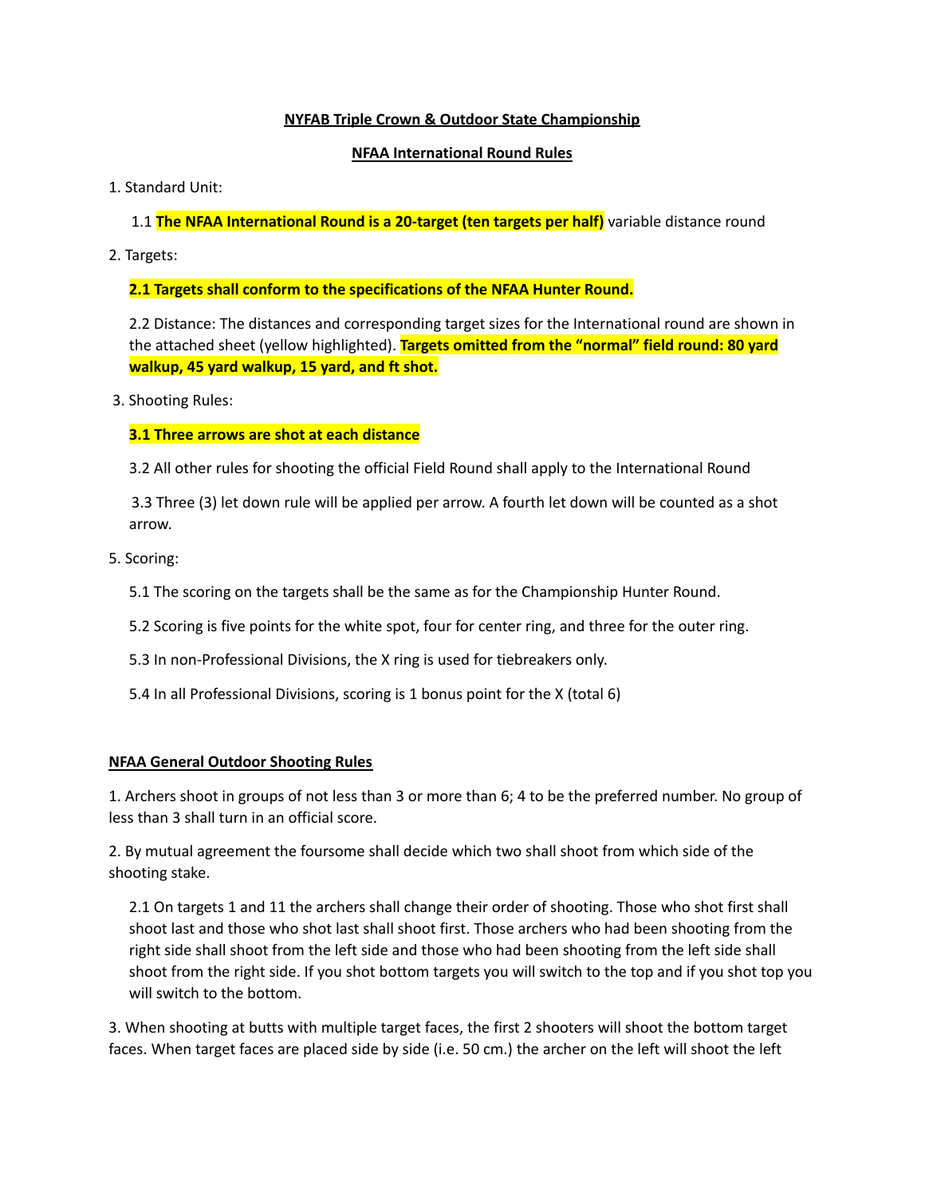**NYFAB Triple Crown & Outdoor State Championship**

**NFAA International Round Rules**

1. Standard Unit:

   1.1 **The NFAA International Round is a 20-target (ten targets per half)** variable distance round

2. Targets:

   **2.1 Targets shall conform to the specifications of the NFAA Hunter Round.**

   2.2 Distance: The distances and corresponding target sizes for the International round are shown in the attached sheet (yellow highlighted). **Targets omitted from the "normal" field round: 80 yard walkup, 45 yard walkup, 15 yard, and ft shot.**

3. Shooting Rules:

   **3.1 Three arrows are shot at each distance**

   3.2 All other rules for shooting the official Field Round shall apply to the International Round

   3.3 Three (3) let down rule will be applied per arrow. A fourth let down will be counted as a shot arrow.

5. Scoring:

   5.1 The scoring on the targets shall be the same as for the Championship Hunter Round.

   5.2 Scoring is five points for the white spot, four for center ring, and three for the outer ring.

   5.3 In non-Professional Divisions, the X ring is used for tiebreakers only.

   5.4 In all Professional Divisions, scoring is 1 bonus point for the X (total 6)

**NFAA General Outdoor Shooting Rules**

1. Archers shoot in groups of not less than 3 or more than 6; 4 to be the preferred number. No group of less than 3 shall turn in an official score.

2. By mutual agreement the foursome shall decide which two shall shoot from which side of the shooting stake.

   2.1 On targets 1 and 11 the archers shall change their order of shooting. Those who shot first shall shoot last and those who shot last shall shoot first. Those archers who had been shooting from the right side shall shoot from the left side and those who had been shooting from the left side shall shoot from the right side. If you shot bottom targets you will switch to the top and if you shot top you will switch to the bottom.

3. When shooting at butts with multiple target faces, the first 2 shooters will shoot the bottom target faces. When target faces are placed side by side (i.e. 50 cm.) the archer on the left will shoot the left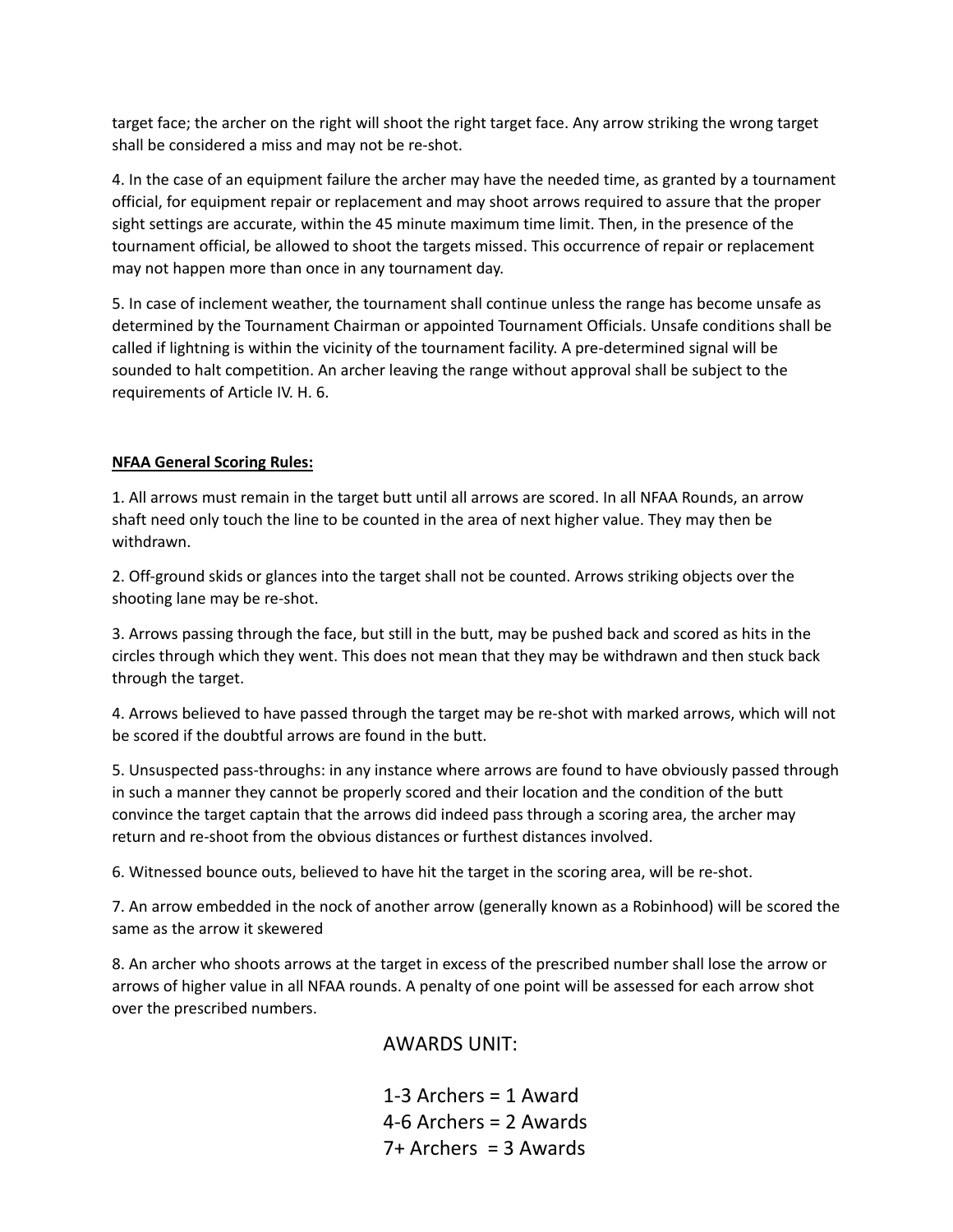target face; the archer on the right will shoot the right target face. Any arrow striking the wrong target shall be considered a miss and may not be re-shot.

4. In the case of an equipment failure the archer may have the needed time, as granted by a tournament official, for equipment repair or replacement and may shoot arrows required to assure that the proper sight settings are accurate, within the 45 minute maximum time limit. Then, in the presence of the tournament official, be allowed to shoot the targets missed. This occurrence of repair or replacement may not happen more than once in any tournament day.

5. In case of inclement weather, the tournament shall continue unless the range has become unsafe as determined by the Tournament Chairman or appointed Tournament Officials. Unsafe conditions shall be called if lightning is within the vicinity of the tournament facility. A pre-determined signal will be sounded to halt competition. An archer leaving the range without approval shall be subject to the requirements of Article IV. H. 6.

**NFAA General Scoring Rules:**

1. All arrows must remain in the target butt until all arrows are scored. In all NFAA Rounds, an arrow shaft need only touch the line to be counted in the area of next higher value. They may then be withdrawn.

2. Off-ground skids or glances into the target shall not be counted. Arrows striking objects over the shooting lane may be re-shot.

3. Arrows passing through the face, but still in the butt, may be pushed back and scored as hits in the circles through which they went. This does not mean that they may be withdrawn and then stuck back through the target.

4. Arrows believed to have passed through the target may be re-shot with marked arrows, which will not be scored if the doubtful arrows are found in the butt.

5. Unsuspected pass-throughs: in any instance where arrows are found to have obviously passed through in such a manner they cannot be properly scored and their location and the condition of the butt convince the target captain that the arrows did indeed pass through a scoring area, the archer may return and re-shoot from the obvious distances or furthest distances involved.

6. Witnessed bounce outs, believed to have hit the target in the scoring area, will be re-shot.

7. An arrow embedded in the nock of another arrow (generally known as a Robinhood) will be scored the same as the arrow it skewered

8. An archer who shoots arrows at the target in excess of the prescribed number shall lose the arrow or arrows of higher value in all NFAA rounds. A penalty of one point will be assessed for each arrow shot over the prescribed numbers.

AWARDS UNIT:

1-3 Archers = 1 Award
4-6 Archers = 2 Awards
7+ Archers = 3 Awards